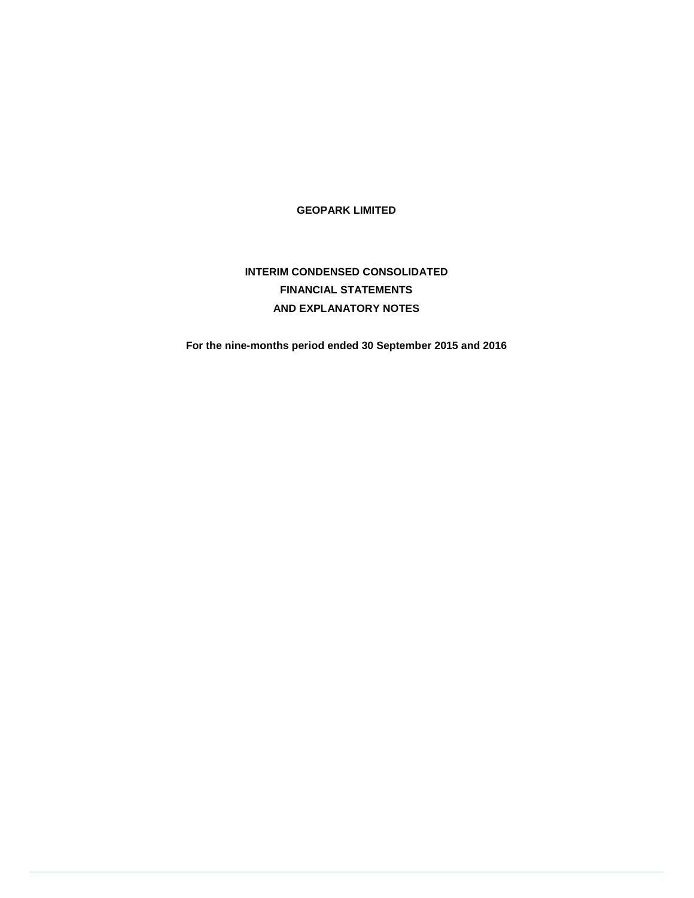# GEOPARK LIMITED

## INTERIM CONDENSED CONSOLIDATED
## FINANCIAL STATEMENTS
## AND EXPLANATORY NOTES

**For the nine-months period ended 30 September 2015 and 2016**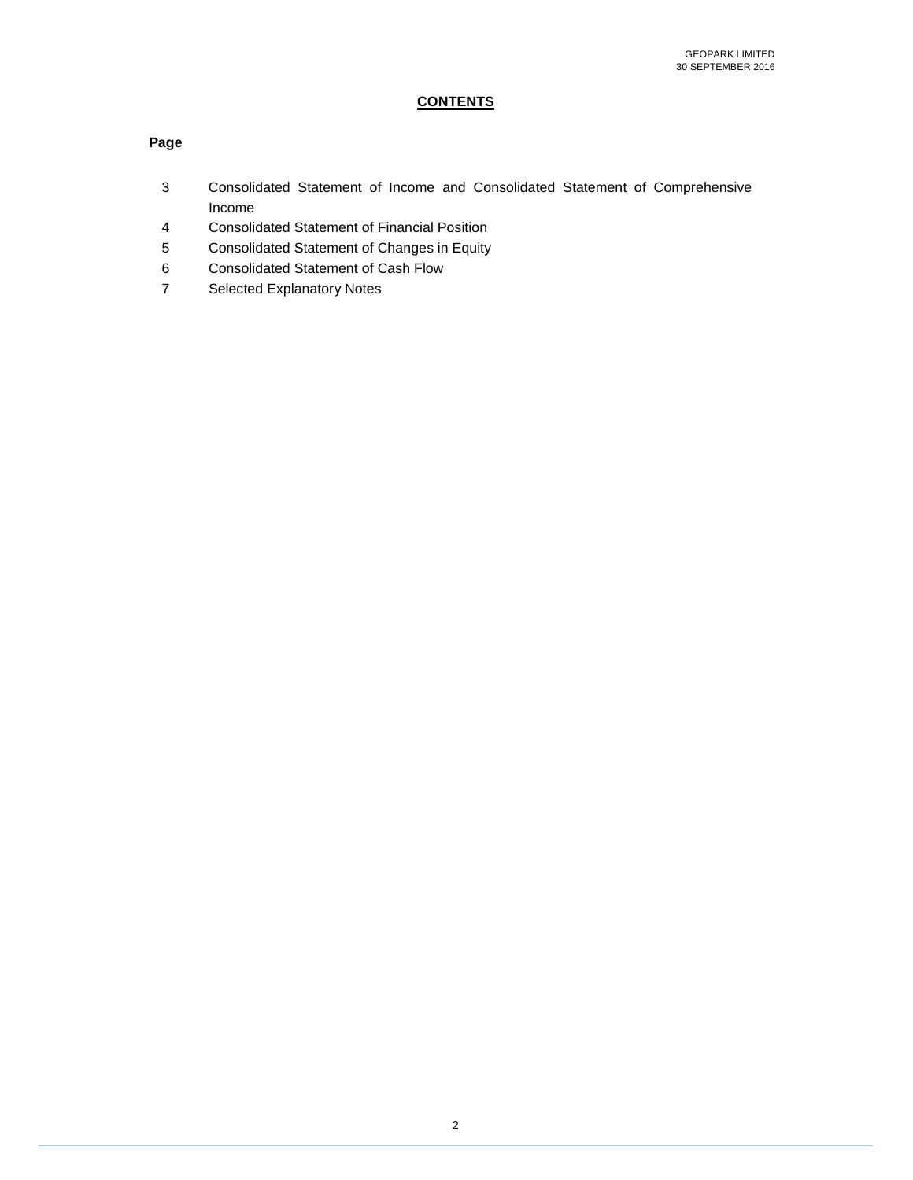## CONTENTS

| Page | |
|---|---|
| 3 | Consolidated Statement of Income and Consolidated Statement of Comprehensive Income |
| 4 | Consolidated Statement of Financial Position |
| 5 | Consolidated Statement of Changes in Equity |
| 6 | Consolidated Statement of Cash Flow |
| 7 | Selected Explanatory Notes |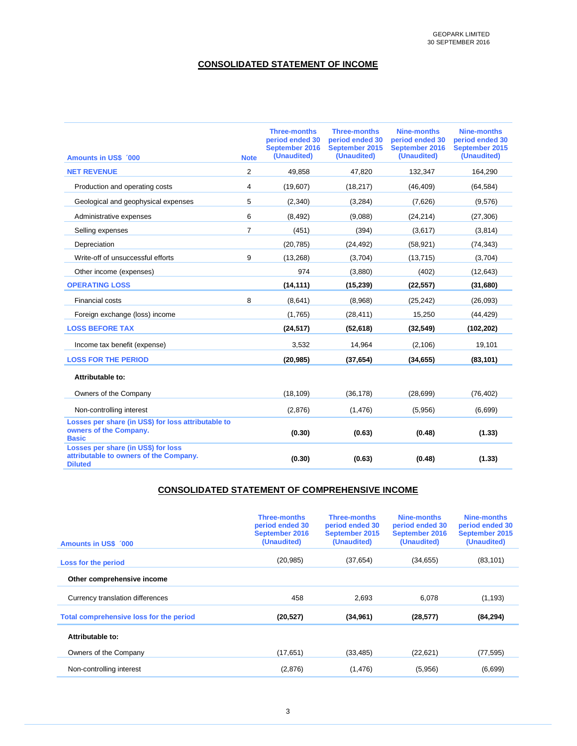## CONSOLIDATED STATEMENT OF INCOME

| Amounts in US$ ´000 | Note | Three-months period ended 30 September 2016 (Unaudited) | Three-months period ended 30 September 2015 (Unaudited) | Nine-months period ended 30 September 2016 (Unaudited) | Nine-months period ended 30 September 2015 (Unaudited) |
|---|---|---|---|---|---|
| **NET REVENUE** | 2 | 49,858 | 47,820 | 132,347 | 164,290 |
| Production and operating costs | 4 | (19,607) | (18,217) | (46,409) | (64,584) |
| Geological and geophysical expenses | 5 | (2,340) | (3,284) | (7,626) | (9,576) |
| Administrative expenses | 6 | (8,492) | (9,088) | (24,214) | (27,306) |
| Selling expenses | 7 | (451) | (394) | (3,617) | (3,814) |
| Depreciation | | (20,785) | (24,492) | (58,921) | (74,343) |
| Write-off of unsuccessful efforts | 9 | (13,268) | (3,704) | (13,715) | (3,704) |
| Other income (expenses) | | 974 | (3,880) | (402) | (12,643) |
| **OPERATING LOSS** | | **(14,111)** | **(15,239)** | **(22,557)** | **(31,680)** |
| Financial costs | 8 | (8,641) | (8,968) | (25,242) | (26,093) |
| Foreign exchange (loss) income | | (1,765) | (28,411) | 15,250 | (44,429) |
| **LOSS BEFORE TAX** | | **(24,517)** | **(52,618)** | **(32,549)** | **(102,202)** |
| Income tax benefit (expense) | | 3,532 | 14,964 | (2,106) | 19,101 |
| **LOSS FOR THE PERIOD** | | **(20,985)** | **(37,654)** | **(34,655)** | **(83,101)** |
| **Attributable to:** | | | | | |
| Owners of the Company | | (18,109) | (36,178) | (28,699) | (76,402) |
| Non-controlling interest | | (2,876) | (1,476) | (5,956) | (6,699) |
| **Losses per share (in US$) for loss attributable to owners of the Company. Basic** | | **(0.30)** | **(0.63)** | **(0.48)** | **(1.33)** |
| **Losses per share (in US$) for loss attributable to owners of the Company. Diluted** | | **(0.30)** | **(0.63)** | **(0.48)** | **(1.33)** |

## CONSOLIDATED STATEMENT OF COMPREHENSIVE INCOME

| Amounts in US$ ´000 | Three-months period ended 30 September 2016 (Unaudited) | Three-months period ended 30 September 2015 (Unaudited) | Nine-months period ended 30 September 2016 (Unaudited) | Nine-months period ended 30 September 2015 (Unaudited) |
|---|---|---|---|---|
| **Loss for the period** | (20,985) | (37,654) | (34,655) | (83,101) |
| **Other comprehensive income** | | | | |
| Currency translation differences | 458 | 2,693 | 6,078 | (1,193) |
| **Total comprehensive loss for the period** | **(20,527)** | **(34,961)** | **(28,577)** | **(84,294)** |
| **Attributable to:** | | | | |
| Owners of the Company | (17,651) | (33,485) | (22,621) | (77,595) |
| Non-controlling interest | (2,876) | (1,476) | (5,956) | (6,699) |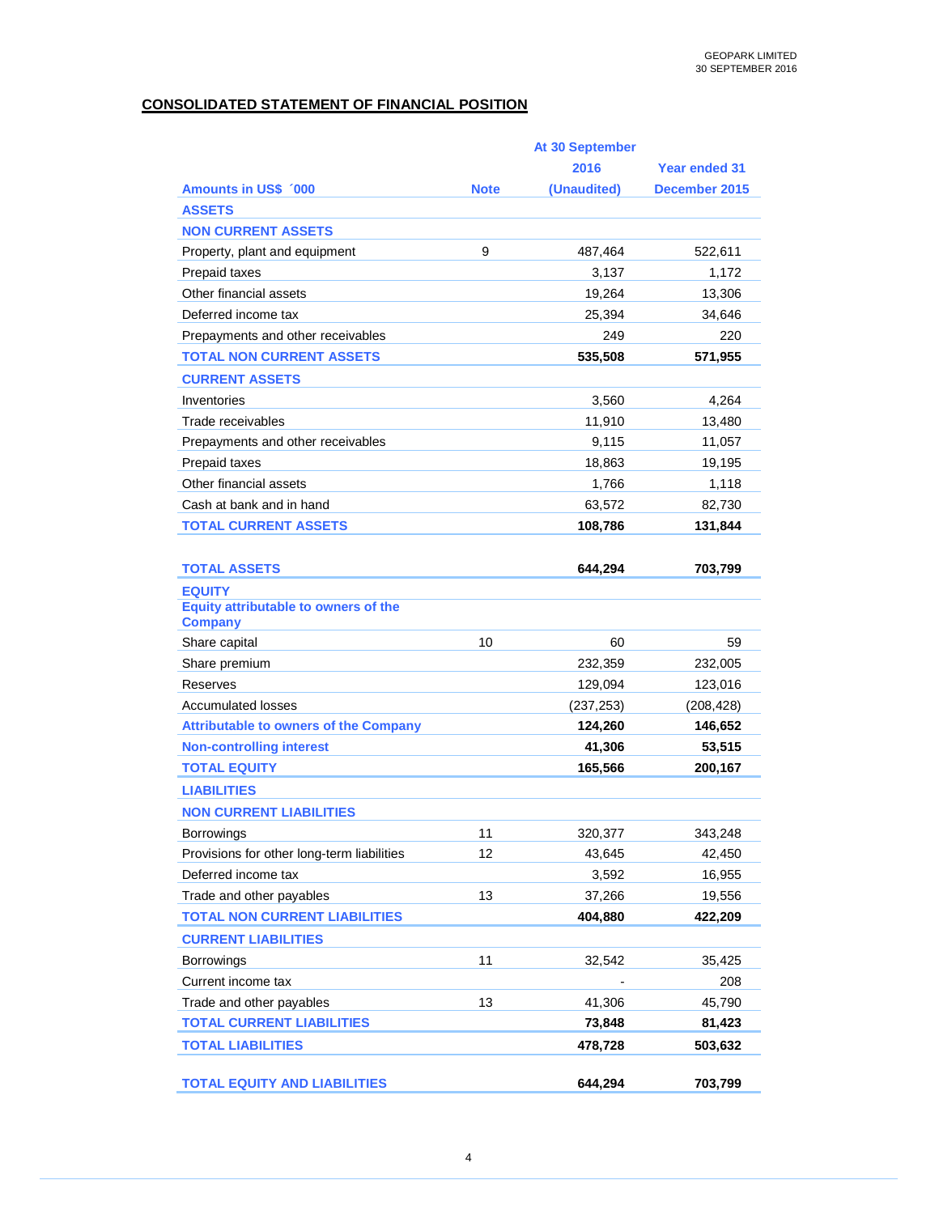## CONSOLIDATED STATEMENT OF FINANCIAL POSITION

| Amounts in US$ ´000 | Note | At 30 September 2016 (Unaudited) | Year ended 31 December 2015 |
|---|---|---|---|
| **ASSETS** | | | |
| **NON CURRENT ASSETS** | | | |
| Property, plant and equipment | 9 | 487,464 | 522,611 |
| Prepaid taxes | | 3,137 | 1,172 |
| Other financial assets | | 19,264 | 13,306 |
| Deferred income tax | | 25,394 | 34,646 |
| Prepayments and other receivables | | 249 | 220 |
| **TOTAL NON CURRENT ASSETS** | | **535,508** | **571,955** |
| **CURRENT ASSETS** | | | |
| Inventories | | 3,560 | 4,264 |
| Trade receivables | | 11,910 | 13,480 |
| Prepayments and other receivables | | 9,115 | 11,057 |
| Prepaid taxes | | 18,863 | 19,195 |
| Other financial assets | | 1,766 | 1,118 |
| Cash at bank and in hand | | 63,572 | 82,730 |
| **TOTAL CURRENT ASSETS** | | **108,786** | **131,844** |
| | | | |
| **TOTAL ASSETS** | | **644,294** | **703,799** |
| **EQUITY** | | | |
| **Equity attributable to owners of the Company** | | | |
| Share capital | 10 | 60 | 59 |
| Share premium | | 232,359 | 232,005 |
| Reserves | | 129,094 | 123,016 |
| Accumulated losses | | (237,253) | (208,428) |
| **Attributable to owners of the Company** | | **124,260** | **146,652** |
| **Non-controlling interest** | | **41,306** | **53,515** |
| **TOTAL EQUITY** | | **165,566** | **200,167** |
| **LIABILITIES** | | | |
| **NON CURRENT LIABILITIES** | | | |
| Borrowings | 11 | 320,377 | 343,248 |
| Provisions for other long-term liabilities | 12 | 43,645 | 42,450 |
| Deferred income tax | | 3,592 | 16,955 |
| Trade and other payables | 13 | 37,266 | 19,556 |
| **TOTAL NON CURRENT LIABILITIES** | | **404,880** | **422,209** |
| **CURRENT LIABILITIES** | | | |
| Borrowings | 11 | 32,542 | 35,425 |
| Current income tax | | - | 208 |
| Trade and other payables | 13 | 41,306 | 45,790 |
| **TOTAL CURRENT LIABILITIES** | | **73,848** | **81,423** |
| **TOTAL LIABILITIES** | | **478,728** | **503,632** |
| | | | |
| **TOTAL EQUITY AND LIABILITIES** | | **644,294** | **703,799** |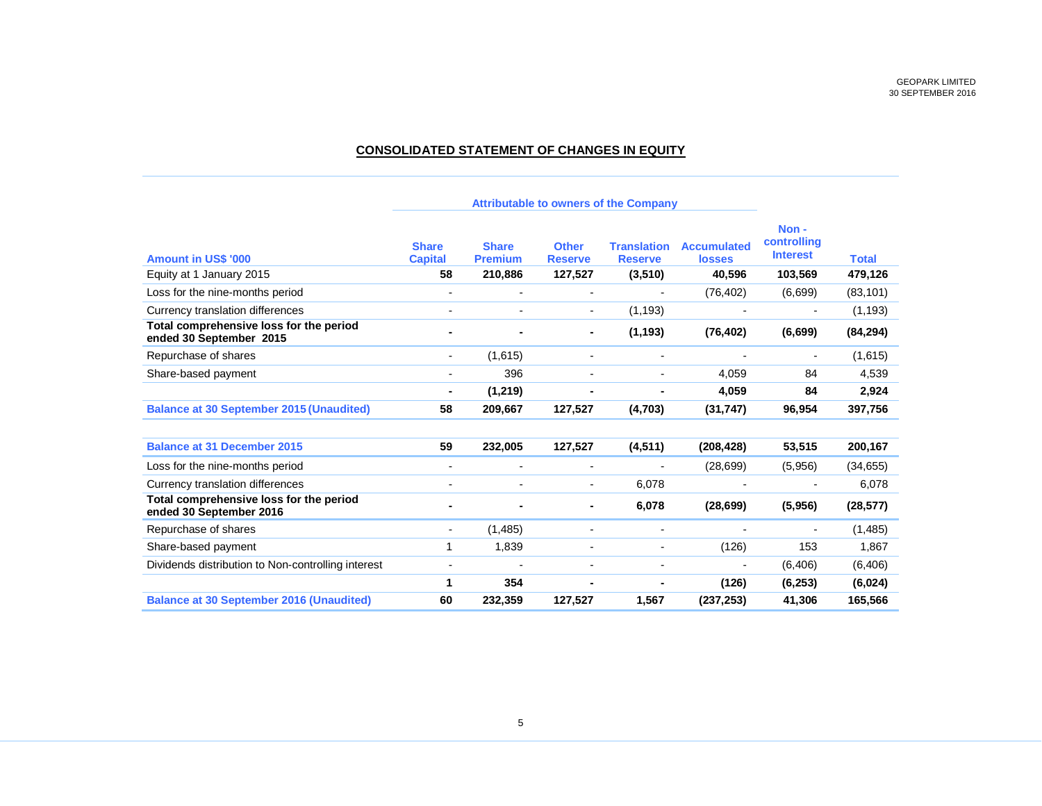## CONSOLIDATED STATEMENT OF CHANGES IN EQUITY

| | Attributable to owners of the Company | | | | | | |
|---|---|---|---|---|---|---|---|
| **Amount in US$ '000** | **Share Capital** | **Share Premium** | **Other Reserve** | **Translation Reserve** | **Accumulated losses** | **Non - controlling Interest** | **Total** |
| Equity at 1 January 2015 | **58** | **210,886** | **127,527** | **(3,510)** | **40,596** | **103,569** | **479,126** |
| Loss for the nine-months period | - | - | - | - | (76,402) | (6,699) | (83,101) |
| Currency translation differences | - | - | - | (1,193) | - | - | (1,193) |
| **Total comprehensive loss for the period ended 30 September 2015** | **-** | **-** | **-** | **(1,193)** | **(76,402)** | **(6,699)** | **(84,294)** |
| Repurchase of shares | - | (1,615) | - | - | - | - | (1,615) |
| Share-based payment | - | 396 | - | - | 4,059 | 84 | 4,539 |
| | **-** | **(1,219)** | **-** | **-** | **4,059** | **84** | **2,924** |
| **Balance at 30 September 2015 (Unaudited)** | **58** | **209,667** | **127,527** | **(4,703)** | **(31,747)** | **96,954** | **397,756** |
| | | | | | | | |
| **Balance at 31 December 2015** | **59** | **232,005** | **127,527** | **(4,511)** | **(208,428)** | **53,515** | **200,167** |
| Loss for the nine-months period | - | - | - | - | (28,699) | (5,956) | (34,655) |
| Currency translation differences | - | - | - | 6,078 | - | - | 6,078 |
| **Total comprehensive loss for the period ended 30 September 2016** | **-** | **-** | **-** | **6,078** | **(28,699)** | **(5,956)** | **(28,577)** |
| Repurchase of shares | - | (1,485) | - | - | - | - | (1,485) |
| Share-based payment | 1 | 1,839 | - | - | (126) | 153 | 1,867 |
| Dividends distribution to Non-controlling interest | - | - | - | - | - | (6,406) | (6,406) |
| | **1** | **354** | **-** | **-** | **(126)** | **(6,253)** | **(6,024)** |
| **Balance at 30 September 2016 (Unaudited)** | **60** | **232,359** | **127,527** | **1,567** | **(237,253)** | **41,306** | **165,566** |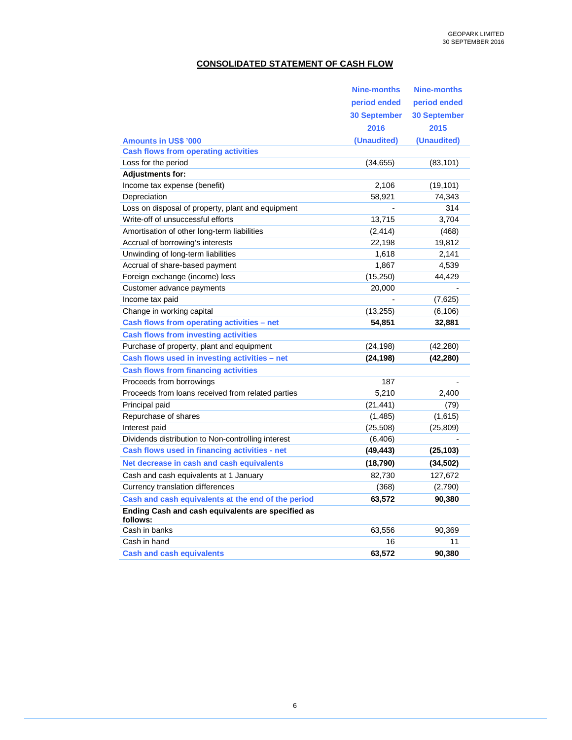# CONSOLIDATED STATEMENT OF CASH FLOW

| Amounts in US$ '000 | Nine-months period ended 30 September 2016 (Unaudited) | Nine-months period ended 30 September 2015 (Unaudited) |
|---|---|---|
| **Cash flows from operating activities** | | |
| Loss for the period | (34,655) | (83,101) |
| **Adjustments for:** | | |
| Income tax expense (benefit) | 2,106 | (19,101) |
| Depreciation | 58,921 | 74,343 |
| Loss on disposal of property, plant and equipment | - | 314 |
| Write-off of unsuccessful efforts | 13,715 | 3,704 |
| Amortisation of other long-term liabilities | (2,414) | (468) |
| Accrual of borrowing's interests | 22,198 | 19,812 |
| Unwinding of long-term liabilities | 1,618 | 2,141 |
| Accrual of share-based payment | 1,867 | 4,539 |
| Foreign exchange (income) loss | (15,250) | 44,429 |
| Customer advance payments | 20,000 | - |
| Income tax paid | - | (7,625) |
| Change in working capital | (13,255) | (6,106) |
| **Cash flows from operating activities – net** | **54,851** | **32,881** |
| **Cash flows from investing activities** | | |
| Purchase of property, plant and equipment | (24,198) | (42,280) |
| **Cash flows used in investing activities – net** | **(24,198)** | **(42,280)** |
| **Cash flows from financing activities** | | |
| Proceeds from borrowings | 187 | - |
| Proceeds from loans received from related parties | 5,210 | 2,400 |
| Principal paid | (21,441) | (79) |
| Repurchase of shares | (1,485) | (1,615) |
| Interest paid | (25,508) | (25,809) |
| Dividends distribution to Non-controlling interest | (6,406) | - |
| **Cash flows used in financing activities - net** | **(49,443)** | **(25,103)** |
| **Net decrease in cash and cash equivalents** | **(18,790)** | **(34,502)** |
| Cash and cash equivalents at 1 January | 82,730 | 127,672 |
| Currency translation differences | (368) | (2,790) |
| **Cash and cash equivalents at the end of the period** | **63,572** | **90,380** |
| **Ending Cash and cash equivalents are specified as follows:** | | |
| Cash in banks | 63,556 | 90,369 |
| Cash in hand | 16 | 11 |
| **Cash and cash equivalents** | **63,572** | **90,380** |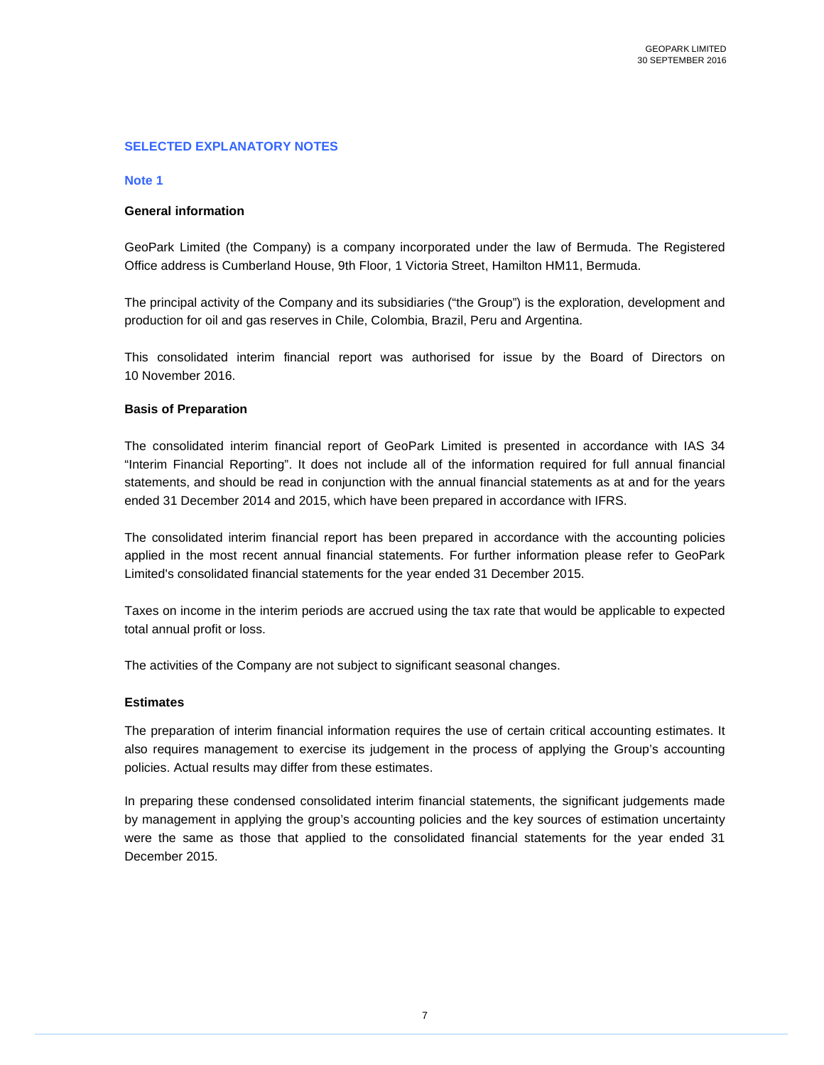## SELECTED EXPLANATORY NOTES

### Note 1

**General information**

GeoPark Limited (the Company) is a company incorporated under the law of Bermuda. The Registered Office address is Cumberland House, 9th Floor, 1 Victoria Street, Hamilton HM11, Bermuda.

The principal activity of the Company and its subsidiaries ("the Group") is the exploration, development and production for oil and gas reserves in Chile, Colombia, Brazil, Peru and Argentina.

This consolidated interim financial report was authorised for issue by the Board of Directors on 10 November 2016.

**Basis of Preparation**

The consolidated interim financial report of GeoPark Limited is presented in accordance with IAS 34 "Interim Financial Reporting". It does not include all of the information required for full annual financial statements, and should be read in conjunction with the annual financial statements as at and for the years ended 31 December 2014 and 2015, which have been prepared in accordance with IFRS.

The consolidated interim financial report has been prepared in accordance with the accounting policies applied in the most recent annual financial statements. For further information please refer to GeoPark Limited's consolidated financial statements for the year ended 31 December 2015.

Taxes on income in the interim periods are accrued using the tax rate that would be applicable to expected total annual profit or loss.

The activities of the Company are not subject to significant seasonal changes.

**Estimates**

The preparation of interim financial information requires the use of certain critical accounting estimates. It also requires management to exercise its judgement in the process of applying the Group's accounting policies. Actual results may differ from these estimates.

In preparing these condensed consolidated interim financial statements, the significant judgements made by management in applying the group's accounting policies and the key sources of estimation uncertainty were the same as those that applied to the consolidated financial statements for the year ended 31 December 2015.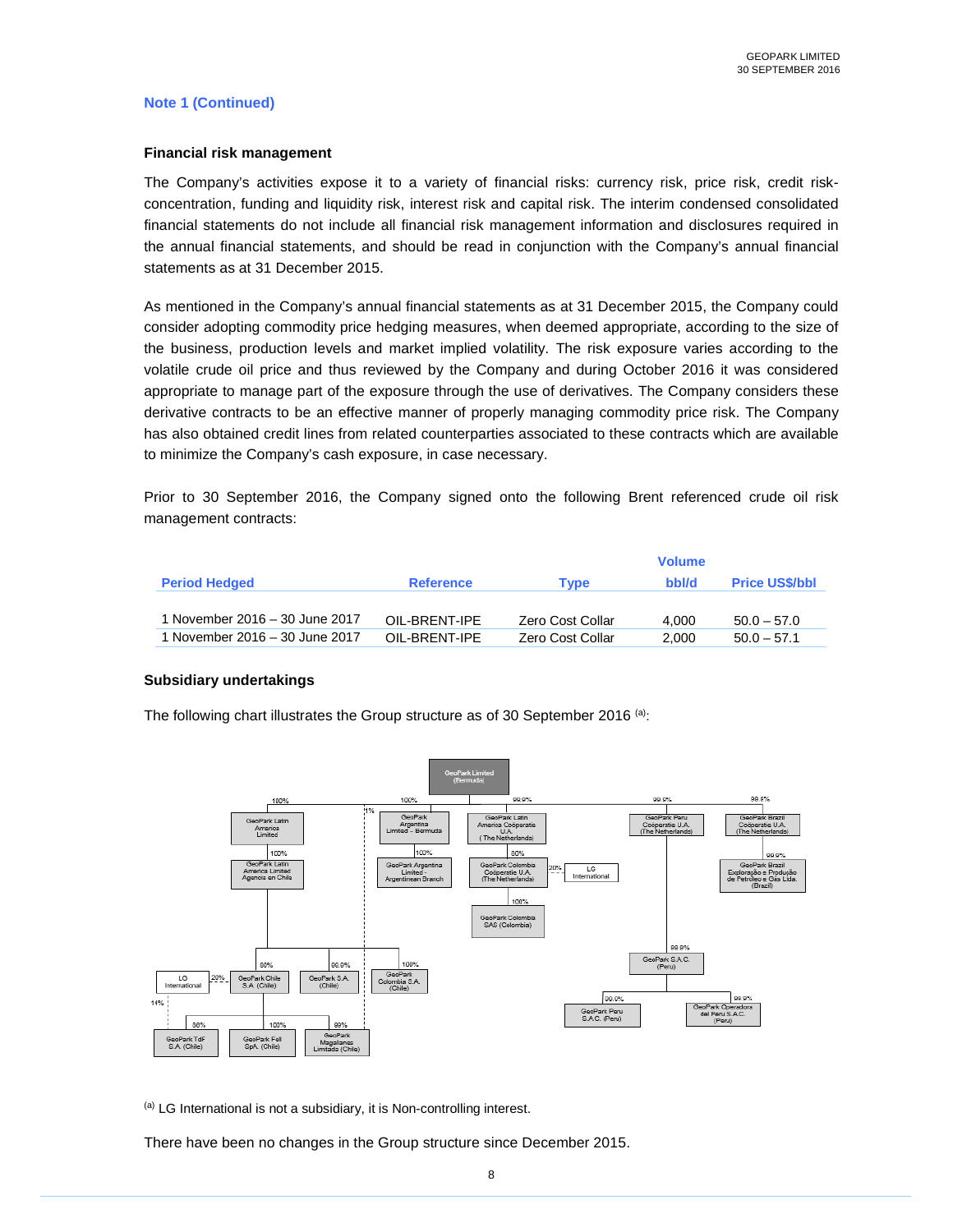## Note 1 (Continued)

### Financial risk management

The Company's activities expose it to a variety of financial risks: currency risk, price risk, credit risk-concentration, funding and liquidity risk, interest risk and capital risk. The interim condensed consolidated financial statements do not include all financial risk management information and disclosures required in the annual financial statements, and should be read in conjunction with the Company's annual financial statements as at 31 December 2015.

As mentioned in the Company's annual financial statements as at 31 December 2015, the Company could consider adopting commodity price hedging measures, when deemed appropriate, according to the size of the business, production levels and market implied volatility. The risk exposure varies according to the volatile crude oil price and thus reviewed by the Company and during October 2016 it was considered appropriate to manage part of the exposure through the use of derivatives. The Company considers these derivative contracts to be an effective manner of properly managing commodity price risk. The Company has also obtained credit lines from related counterparties associated to these contracts which are available to minimize the Company's cash exposure, in case necessary.

Prior to 30 September 2016, the Company signed onto the following Brent referenced crude oil risk management contracts:

| Period Hedged | Reference | Type | Volume bbl/d | Price US$/bbl |
|---|---|---|---|---|
| 1 November 2016 – 30 June 2017 | OIL-BRENT-IPE | Zero Cost Collar | 4,000 | 50.0 – 57.0 |
| 1 November 2016 – 30 June 2017 | OIL-BRENT-IPE | Zero Cost Collar | 2,000 | 50.0 – 57.1 |

### Subsidiary undertakings

The following chart illustrates the Group structure as of 30 September 2016 [(a)]:

[(a)] LG International is not a subsidiary, it is Non-controlling interest.

There have been no changes in the Group structure since December 2015.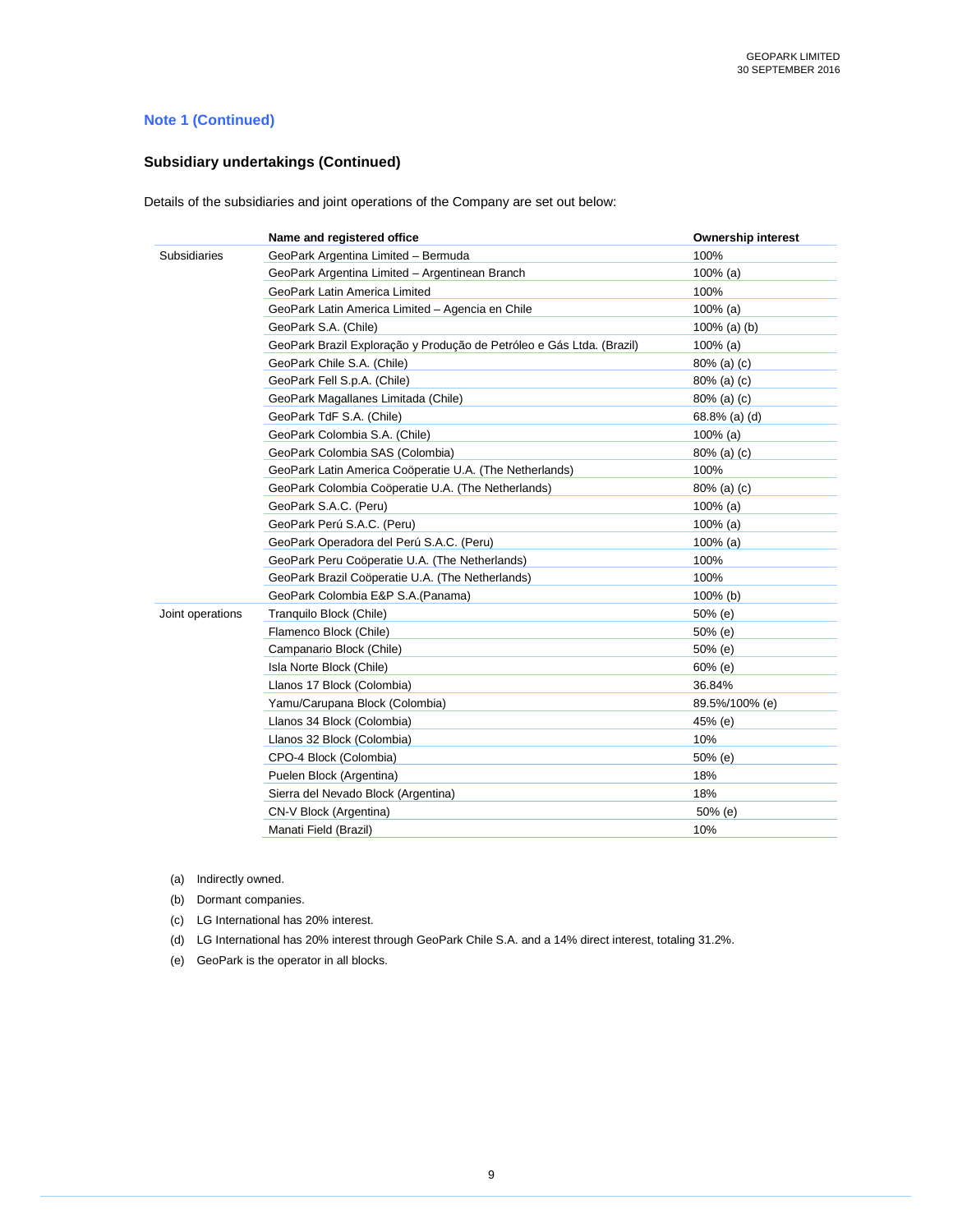### Note 1 (Continued)

#### Subsidiary undertakings (Continued)

Details of the subsidiaries and joint operations of the Company are set out below:

| | Name and registered office | Ownership interest |
|---|---|---|
| Subsidiaries | GeoPark Argentina Limited – Bermuda | 100% |
| | GeoPark Argentina Limited – Argentinean Branch | 100% (a) |
| | GeoPark Latin America Limited | 100% |
| | GeoPark Latin America Limited – Agencia en Chile | 100% (a) |
| | GeoPark S.A. (Chile) | 100% (a) (b) |
| | GeoPark Brazil Exploração y Produção de Petróleo e Gás Ltda. (Brazil) | 100% (a) |
| | GeoPark Chile S.A. (Chile) | 80% (a) (c) |
| | GeoPark Fell S.p.A. (Chile) | 80% (a) (c) |
| | GeoPark Magallanes Limitada (Chile) | 80% (a) (c) |
| | GeoPark TdF S.A. (Chile) | 68.8% (a) (d) |
| | GeoPark Colombia S.A. (Chile) | 100% (a) |
| | GeoPark Colombia SAS (Colombia) | 80% (a) (c) |
| | GeoPark Latin America Coöperatie U.A. (The Netherlands) | 100% |
| | GeoPark Colombia Coöperatie U.A. (The Netherlands) | 80% (a) (c) |
| | GeoPark S.A.C. (Peru) | 100% (a) |
| | GeoPark Perú S.A.C. (Peru) | 100% (a) |
| | GeoPark Operadora del Perú S.A.C. (Peru) | 100% (a) |
| | GeoPark Peru Coöperatie U.A. (The Netherlands) | 100% |
| | GeoPark Brazil Coöperatie U.A. (The Netherlands) | 100% |
| | GeoPark Colombia E&P S.A.(Panama) | 100% (b) |
| Joint operations | Tranquilo Block (Chile) | 50% (e) |
| | Flamenco Block (Chile) | 50% (e) |
| | Campanario Block (Chile) | 50% (e) |
| | Isla Norte Block (Chile) | 60% (e) |
| | Llanos 17 Block (Colombia) | 36.84% |
| | Yamu/Carupana Block (Colombia) | 89.5%/100% (e) |
| | Llanos 34 Block (Colombia) | 45% (e) |
| | Llanos 32 Block (Colombia) | 10% |
| | CPO-4 Block (Colombia) | 50% (e) |
| | Puelen Block (Argentina) | 18% |
| | Sierra del Nevado Block (Argentina) | 18% |
| | CN-V Block (Argentina) | 50% (e) |
| | Manati Field (Brazil) | 10% |

(a) Indirectly owned.

(b) Dormant companies.

(c) LG International has 20% interest.

(d) LG International has 20% interest through GeoPark Chile S.A. and a 14% direct interest, totaling 31.2%.

(e) GeoPark is the operator in all blocks.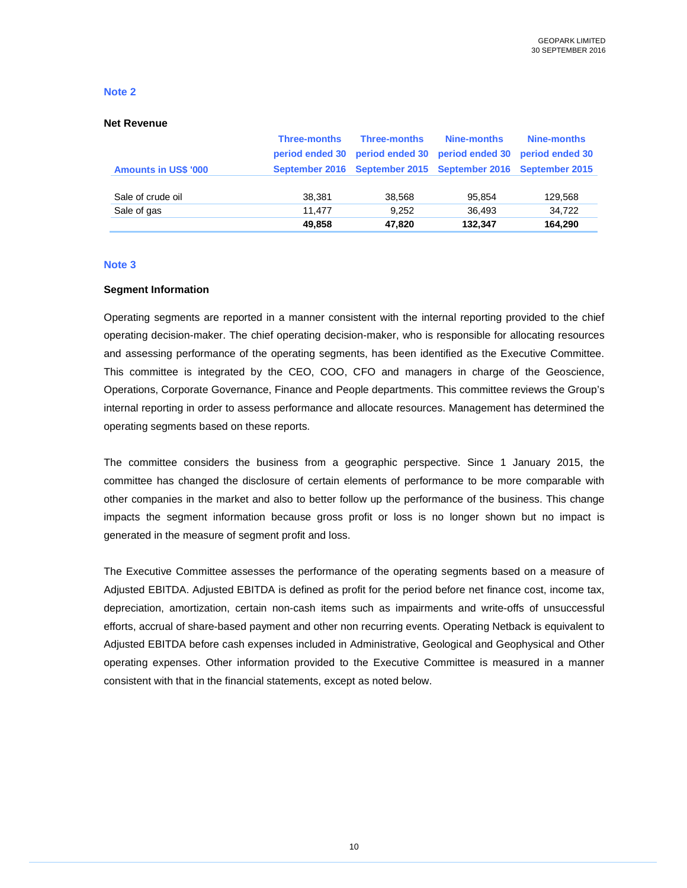## Note 2

### Net Revenue

| Amounts in US$ '000 | Three-months period ended 30 September 2016 | Three-months period ended 30 September 2015 | Nine-months period ended 30 September 2016 | Nine-months period ended 30 September 2015 |
|---|---|---|---|---|
| Sale of crude oil | 38,381 | 38,568 | 95,854 | 129,568 |
| Sale of gas | 11,477 | 9,252 | 36,493 | 34,722 |
| | **49,858** | **47,820** | **132,347** | **164,290** |

## Note 3

### Segment Information

Operating segments are reported in a manner consistent with the internal reporting provided to the chief operating decision-maker. The chief operating decision-maker, who is responsible for allocating resources and assessing performance of the operating segments, has been identified as the Executive Committee. This committee is integrated by the CEO, COO, CFO and managers in charge of the Geoscience, Operations, Corporate Governance, Finance and People departments. This committee reviews the Group's internal reporting in order to assess performance and allocate resources. Management has determined the operating segments based on these reports.

The committee considers the business from a geographic perspective. Since 1 January 2015, the committee has changed the disclosure of certain elements of performance to be more comparable with other companies in the market and also to better follow up the performance of the business. This change impacts the segment information because gross profit or loss is no longer shown but no impact is generated in the measure of segment profit and loss.

The Executive Committee assesses the performance of the operating segments based on a measure of Adjusted EBITDA. Adjusted EBITDA is defined as profit for the period before net finance cost, income tax, depreciation, amortization, certain non-cash items such as impairments and write-offs of unsuccessful efforts, accrual of share-based payment and other non recurring events. Operating Netback is equivalent to Adjusted EBITDA before cash expenses included in Administrative, Geological and Geophysical and Other operating expenses. Other information provided to the Executive Committee is measured in a manner consistent with that in the financial statements, except as noted below.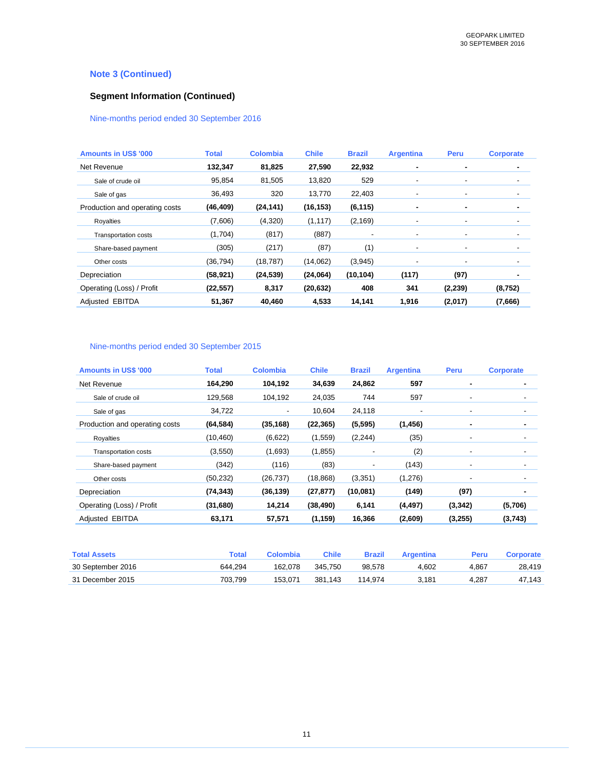## Note 3 (Continued)

### Segment Information (Continued)

Nine-months period ended 30 September 2016

| Amounts in US$ '000 | Total | Colombia | Chile | Brazil | Argentina | Peru | Corporate |
|---|---|---|---|---|---|---|---|
| **Net Revenue** | **132,347** | **81,825** | **27,590** | **22,932** | **-** | **-** | **-** |
| Sale of crude oil | 95,854 | 81,505 | 13,820 | 529 | - | - | - |
| Sale of gas | 36,493 | 320 | 13,770 | 22,403 | - | - | - |
| **Production and operating costs** | **(46,409)** | **(24,141)** | **(16,153)** | **(6,115)** | **-** | **-** | **-** |
| Royalties | (7,606) | (4,320) | (1,117) | (2,169) | - | - | - |
| Transportation costs | (1,704) | (817) | (887) | - | - | - | - |
| Share-based payment | (305) | (217) | (87) | (1) | - | - | - |
| Other costs | (36,794) | (18,787) | (14,062) | (3,945) | - | - | - |
| **Depreciation** | **(58,921)** | **(24,539)** | **(24,064)** | **(10,104)** | **(117)** | **(97)** | **-** |
| **Operating (Loss) / Profit** | **(22,557)** | **8,317** | **(20,632)** | **408** | **341** | **(2,239)** | **(8,752)** |
| **Adjusted EBITDA** | **51,367** | **40,460** | **4,533** | **14,141** | **1,916** | **(2,017)** | **(7,666)** |

Nine-months period ended 30 September 2015

| Amounts in US$ '000 | Total | Colombia | Chile | Brazil | Argentina | Peru | Corporate |
|---|---|---|---|---|---|---|---|
| **Net Revenue** | **164,290** | **104,192** | **34,639** | **24,862** | **597** | **-** | **-** |
| Sale of crude oil | 129,568 | 104,192 | 24,035 | 744 | 597 | - | - |
| Sale of gas | 34,722 | - | 10,604 | 24,118 | - | - | - |
| **Production and operating costs** | **(64,584)** | **(35,168)** | **(22,365)** | **(5,595)** | **(1,456)** | **-** | **-** |
| Royalties | (10,460) | (6,622) | (1,559) | (2,244) | (35) | - | - |
| Transportation costs | (3,550) | (1,693) | (1,855) | - | (2) | - | - |
| Share-based payment | (342) | (116) | (83) | - | (143) | - | - |
| Other costs | (50,232) | (26,737) | (18,868) | (3,351) | (1,276) | - | - |
| **Depreciation** | **(74,343)** | **(36,139)** | **(27,877)** | **(10,081)** | **(149)** | **(97)** | **-** |
| **Operating (Loss) / Profit** | **(31,680)** | **14,214** | **(38,490)** | **6,141** | **(4,497)** | **(3,342)** | **(5,706)** |
| **Adjusted EBITDA** | **63,171** | **57,571** | **(1,159)** | **16,366** | **(2,609)** | **(3,255)** | **(3,743)** |

| Total Assets | Total | Colombia | Chile | Brazil | Argentina | Peru | Corporate |
|---|---|---|---|---|---|---|---|
| 30 September 2016 | 644,294 | 162,078 | 345,750 | 98,578 | 4,602 | 4,867 | 28,419 |
| 31 December 2015 | 703,799 | 153,071 | 381,143 | 114,974 | 3,181 | 4,287 | 47,143 |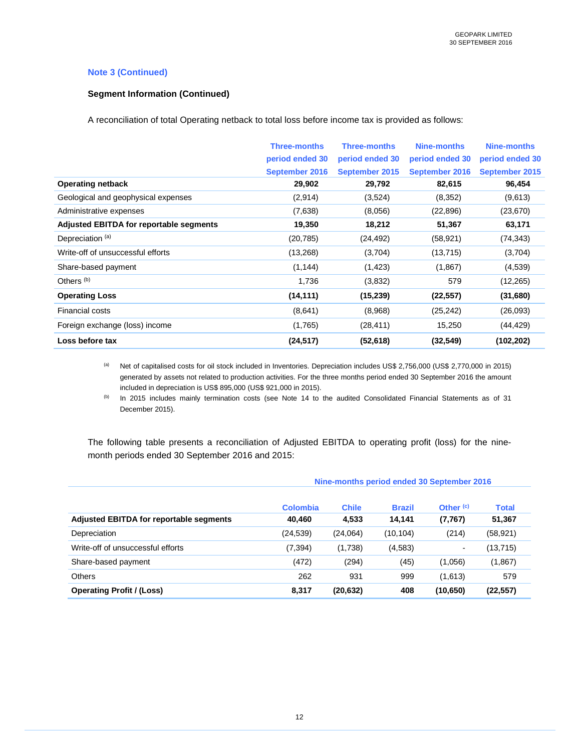**Note 3 (Continued)**

**Segment Information (Continued)**

A reconciliation of total Operating netback to total loss before income tax is provided as follows:

| | Three-months period ended 30 September 2016 | Three-months period ended 30 September 2015 | Nine-months period ended 30 September 2016 | Nine-months period ended 30 September 2015 |
|---|---|---|---|---|
| **Operating netback** | **29,902** | **29,792** | **82,615** | **96,454** |
| Geological and geophysical expenses | (2,914) | (3,524) | (8,352) | (9,613) |
| Administrative expenses | (7,638) | (8,056) | (22,896) | (23,670) |
| **Adjusted EBITDA for reportable segments** | **19,350** | **18,212** | **51,367** | **63,171** |
| Depreciation [(a)] | (20,785) | (24,492) | (58,921) | (74,343) |
| Write-off of unsuccessful efforts | (13,268) | (3,704) | (13,715) | (3,704) |
| Share-based payment | (1,144) | (1,423) | (1,867) | (4,539) |
| Others [(b)] | 1,736 | (3,832) | 579 | (12,265) |
| **Operating Loss** | **(14,111)** | **(15,239)** | **(22,557)** | **(31,680)** |
| Financial costs | (8,641) | (8,968) | (25,242) | (26,093) |
| Foreign exchange (loss) income | (1,765) | (28,411) | 15,250 | (44,429) |
| **Loss before tax** | **(24,517)** | **(52,618)** | **(32,549)** | **(102,202)** |

[(a)] Net of capitalised costs for oil stock included in Inventories. Depreciation includes US$ 2,756,000 (US$ 2,770,000 in 2015) generated by assets not related to production activities. For the three months period ended 30 September 2016 the amount included in depreciation is US$ 895,000 (US$ 921,000 in 2015).

[(b)] In 2015 includes mainly termination costs (see Note 14 to the audited Consolidated Financial Statements as of 31 December 2015).

The following table presents a reconciliation of Adjusted EBITDA to operating profit (loss) for the nine-month periods ended 30 September 2016 and 2015:

| | Nine-months period ended 30 September 2016 | | | | |
|---|---|---|---|---|---|
| | Colombia | Chile | Brazil | Other [(c)] | Total |
| **Adjusted EBITDA for reportable segments** | **40,460** | **4,533** | **14,141** | **(7,767)** | **51,367** |
| Depreciation | (24,539) | (24,064) | (10,104) | (214) | (58,921) |
| Write-off of unsuccessful efforts | (7,394) | (1,738) | (4,583) | - | (13,715) |
| Share-based payment | (472) | (294) | (45) | (1,056) | (1,867) |
| Others | 262 | 931 | 999 | (1,613) | 579 |
| **Operating Profit / (Loss)** | **8,317** | **(20,632)** | **408** | **(10,650)** | **(22,557)** |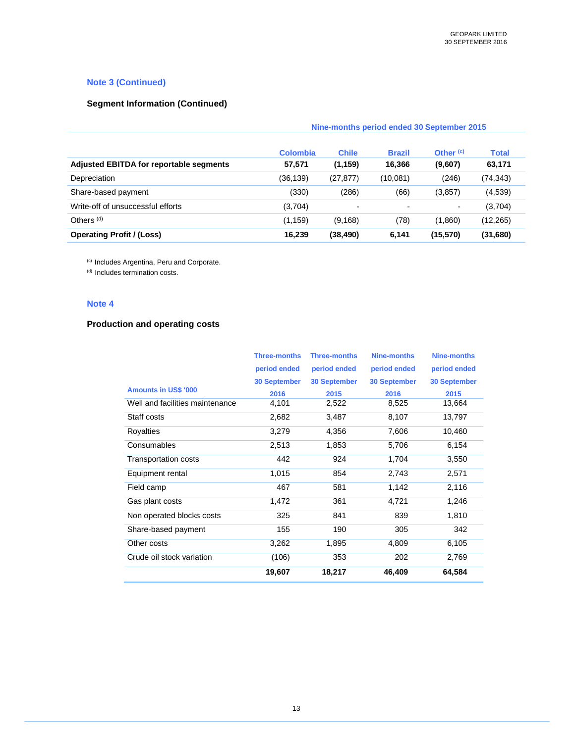## Note 3 (Continued)

### Segment Information (Continued)

| | Nine-months period ended 30 September 2015 | | | | |
|---|---|---|---|---|---|
| | Colombia | Chile | Brazil | Other [c] | Total |
| **Adjusted EBITDA for reportable segments** | **57,571** | **(1,159)** | **16,366** | **(9,607)** | **63,171** |
| Depreciation | (36,139) | (27,877) | (10,081) | (246) | (74,343) |
| Share-based payment | (330) | (286) | (66) | (3,857) | (4,539) |
| Write-off of unsuccessful efforts | (3,704) | - | - | - | (3,704) |
| Others [d] | (1,159) | (9,168) | (78) | (1,860) | (12,265) |
| **Operating Profit / (Loss)** | **16,239** | **(38,490)** | **6,141** | **(15,570)** | **(31,680)** |

[c] Includes Argentina, Peru and Corporate.
[d] Includes termination costs.

## Note 4

### Production and operating costs

| Amounts in US$ '000 | Three-months period ended 30 September 2016 | Three-months period ended 30 September 2015 | Nine-months period ended 30 September 2016 | Nine-months period ended 30 September 2015 |
|---|---|---|---|---|
| Well and facilities maintenance | 4,101 | 2,522 | 8,525 | 13,664 |
| Staff costs | 2,682 | 3,487 | 8,107 | 13,797 |
| Royalties | 3,279 | 4,356 | 7,606 | 10,460 |
| Consumables | 2,513 | 1,853 | 5,706 | 6,154 |
| Transportation costs | 442 | 924 | 1,704 | 3,550 |
| Equipment rental | 1,015 | 854 | 2,743 | 2,571 |
| Field camp | 467 | 581 | 1,142 | 2,116 |
| Gas plant costs | 1,472 | 361 | 4,721 | 1,246 |
| Non operated blocks costs | 325 | 841 | 839 | 1,810 |
| Share-based payment | 155 | 190 | 305 | 342 |
| Other costs | 3,262 | 1,895 | 4,809 | 6,105 |
| Crude oil stock variation | (106) | 353 | 202 | 2,769 |
| | **19,607** | **18,217** | **46,409** | **64,584** |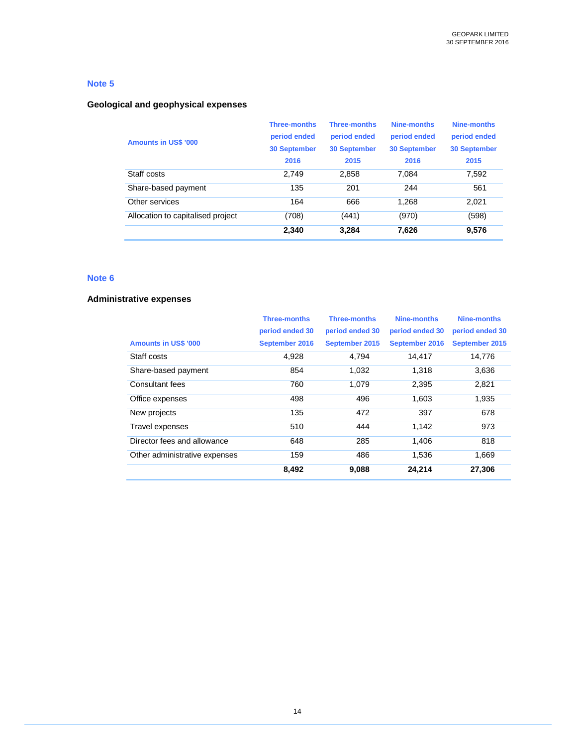## Note 5

### Geological and geophysical expenses

| Amounts in US$ '000 | Three-months period ended 30 September 2016 | Three-months period ended 30 September 2015 | Nine-months period ended 30 September 2016 | Nine-months period ended 30 September 2015 |
|---|---|---|---|---|
| Staff costs | 2,749 | 2,858 | 7,084 | 7,592 |
| Share-based payment | 135 | 201 | 244 | 561 |
| Other services | 164 | 666 | 1,268 | 2,021 |
| Allocation to capitalised project | (708) | (441) | (970) | (598) |
| | **2,340** | **3,284** | **7,626** | **9,576** |

## Note 6

### Administrative expenses

| Amounts in US$ '000 | Three-months period ended 30 September 2016 | Three-months period ended 30 September 2015 | Nine-months period ended 30 September 2016 | Nine-months period ended 30 September 2015 |
|---|---|---|---|---|
| Staff costs | 4,928 | 4,794 | 14,417 | 14,776 |
| Share-based payment | 854 | 1,032 | 1,318 | 3,636 |
| Consultant fees | 760 | 1,079 | 2,395 | 2,821 |
| Office expenses | 498 | 496 | 1,603 | 1,935 |
| New projects | 135 | 472 | 397 | 678 |
| Travel expenses | 510 | 444 | 1,142 | 973 |
| Director fees and allowance | 648 | 285 | 1,406 | 818 |
| Other administrative expenses | 159 | 486 | 1,536 | 1,669 |
| | **8,492** | **9,088** | **24,214** | **27,306** |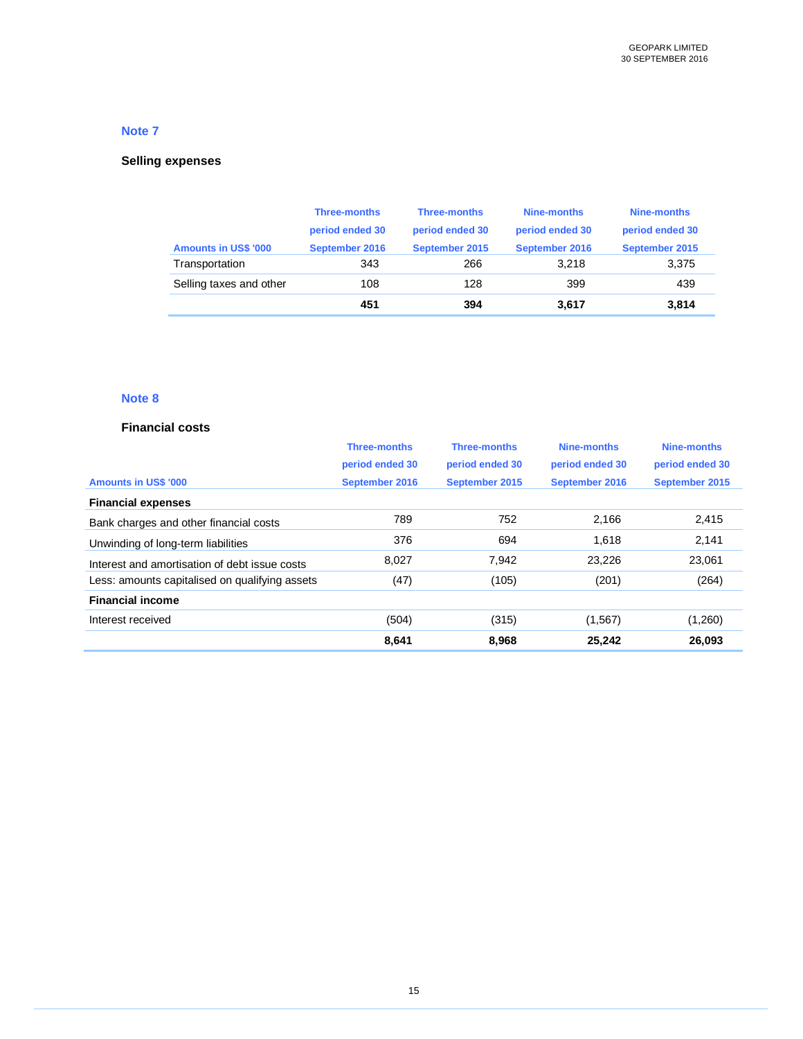## Note 7

### Selling expenses

| Amounts in US$ '000 | Three-months period ended 30 September 2016 | Three-months period ended 30 September 2015 | Nine-months period ended 30 September 2016 | Nine-months period ended 30 September 2015 |
|---|---|---|---|---|
| Transportation | 343 | 266 | 3,218 | 3,375 |
| Selling taxes and other | 108 | 128 | 399 | 439 |
| | **451** | **394** | **3,617** | **3,814** |

## Note 8

### Financial costs

| Amounts in US$ '000 | Three-months period ended 30 September 2016 | Three-months period ended 30 September 2015 | Nine-months period ended 30 September 2016 | Nine-months period ended 30 September 2015 |
|---|---|---|---|---|
| **Financial expenses** | | | | |
| Bank charges and other financial costs | 789 | 752 | 2,166 | 2,415 |
| Unwinding of long-term liabilities | 376 | 694 | 1,618 | 2,141 |
| Interest and amortisation of debt issue costs | 8,027 | 7,942 | 23,226 | 23,061 |
| Less: amounts capitalised on qualifying assets | (47) | (105) | (201) | (264) |
| **Financial income** | | | | |
| Interest received | (504) | (315) | (1,567) | (1,260) |
| | **8,641** | **8,968** | **25,242** | **26,093** |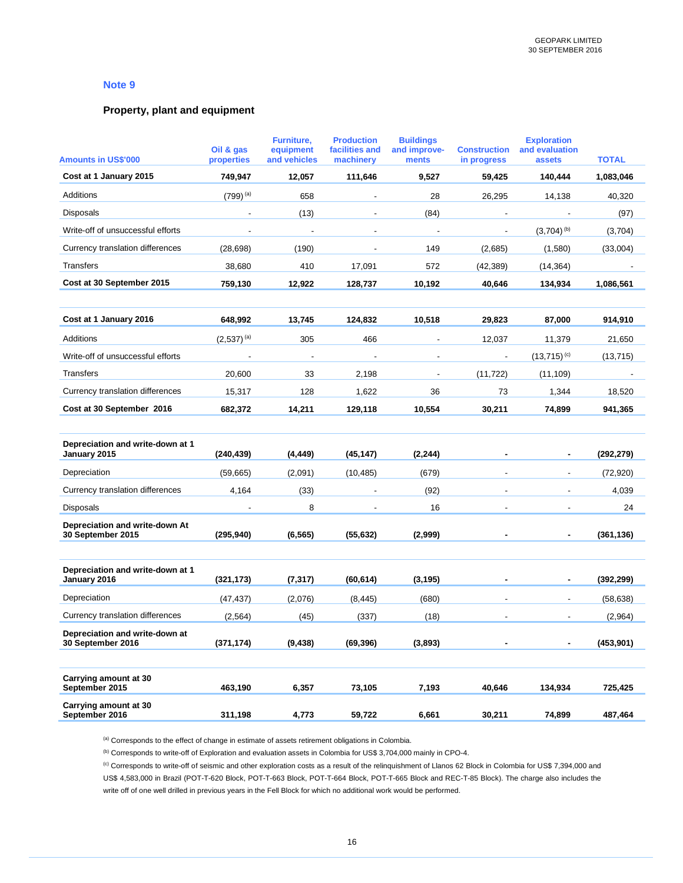## Note 9

### Property, plant and equipment

| Amounts in US$'000 | Oil & gas properties | Furniture, equipment and vehicles | Production facilities and machinery | Buildings and improve-ments | Construction in progress | Exploration and evaluation assets | TOTAL |
|---|---|---|---|---|---|---|---|
| **Cost at 1 January 2015** | **749,947** | **12,057** | **111,646** | **9,527** | **59,425** | **140,444** | **1,083,046** |
| Additions | (799) [(a)] | 658 | - | 28 | 26,295 | 14,138 | 40,320 |
| Disposals | - | (13) | - | (84) | - | - | (97) |
| Write-off of unsuccessful efforts | - | - | - | - | - | (3,704) [(b)] | (3,704) |
| Currency translation differences | (28,698) | (190) | - | 149 | (2,685) | (1,580) | (33,004) |
| Transfers | 38,680 | 410 | 17,091 | 572 | (42,389) | (14,364) | - |
| **Cost at 30 September 2015** | **759,130** | **12,922** | **128,737** | **10,192** | **40,646** | **134,934** | **1,086,561** |
| | | | | | | | |
| **Cost at 1 January 2016** | **648,992** | **13,745** | **124,832** | **10,518** | **29,823** | **87,000** | **914,910** |
| Additions | (2,537) [(a)] | 305 | 466 | - | 12,037 | 11,379 | 21,650 |
| Write-off of unsuccessful efforts | - | - | - | - | - | (13,715) [(c)] | (13,715) |
| Transfers | 20,600 | 33 | 2,198 | - | (11,722) | (11,109) | - |
| Currency translation differences | 15,317 | 128 | 1,622 | 36 | 73 | 1,344 | 18,520 |
| **Cost at 30 September 2016** | **682,372** | **14,211** | **129,118** | **10,554** | **30,211** | **74,899** | **941,365** |
| | | | | | | | |
| **Depreciation and write-down at 1 January 2015** | **(240,439)** | **(4,449)** | **(45,147)** | **(2,244)** | **-** | **-** | **(292,279)** |
| Depreciation | (59,665) | (2,091) | (10,485) | (679) | - | - | (72,920) |
| Currency translation differences | 4,164 | (33) | - | (92) | - | - | 4,039 |
| Disposals | - | 8 | - | 16 | - | - | 24 |
| **Depreciation and write-down At 30 September 2015** | **(295,940)** | **(6,565)** | **(55,632)** | **(2,999)** | **-** | **-** | **(361,136)** |
| | | | | | | | |
| **Depreciation and write-down at 1 January 2016** | **(321,173)** | **(7,317)** | **(60,614)** | **(3,195)** | **-** | **-** | **(392,299)** |
| Depreciation | (47,437) | (2,076) | (8,445) | (680) | - | - | (58,638) |
| Currency translation differences | (2,564) | (45) | (337) | (18) | - | - | (2,964) |
| **Depreciation and write-down at 30 September 2016** | **(371,174)** | **(9,438)** | **(69,396)** | **(3,893)** | **-** | **-** | **(453,901)** |
| | | | | | | | |
| **Carrying amount at 30 September 2015** | **463,190** | **6,357** | **73,105** | **7,193** | **40,646** | **134,934** | **725,425** |
| **Carrying amount at 30 September 2016** | **311,198** | **4,773** | **59,722** | **6,661** | **30,211** | **74,899** | **487,464** |

[(a)] Corresponds to the effect of change in estimate of assets retirement obligations in Colombia.

[(b)] Corresponds to write-off of Exploration and evaluation assets in Colombia for US$ 3,704,000 mainly in CPO-4.

[(c)] Corresponds to write-off of seismic and other exploration costs as a result of the relinquishment of Llanos 62 Block in Colombia for US$ 7,394,000 and US$ 4,583,000 in Brazil (POT-T-620 Block, POT-T-663 Block, POT-T-664 Block, POT-T-665 Block and REC-T-85 Block). The charge also includes the write off of one well drilled in previous years in the Fell Block for which no additional work would be performed.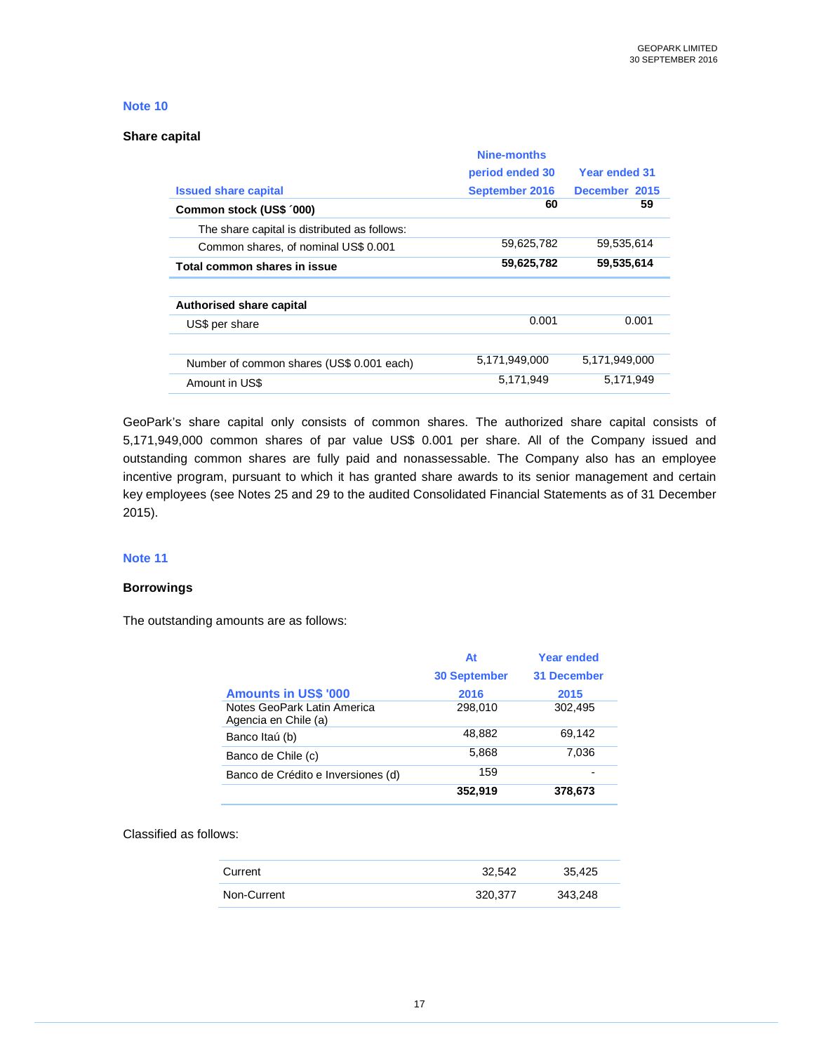## Note 10

### Share capital

| Issued share capital | Nine-months period ended 30 September 2016 | Year ended 31 December 2015 |
|---|---|---|
| **Common stock (US$ ´000)** | **60** | **59** |
| The share capital is distributed as follows: | | |
| Common shares, of nominal US$ 0.001 | 59,625,782 | 59,535,614 |
| **Total common shares in issue** | **59,625,782** | **59,535,614** |
| | | |
| **Authorised share capital** | | |
| US$ per share | 0.001 | 0.001 |
| | | |
| Number of common shares (US$ 0.001 each) | 5,171,949,000 | 5,171,949,000 |
| Amount in US$ | 5,171,949 | 5,171,949 |

GeoPark's share capital only consists of common shares. The authorized share capital consists of 5,171,949,000 common shares of par value US$ 0.001 per share. All of the Company issued and outstanding common shares are fully paid and nonassessable. The Company also has an employee incentive program, pursuant to which it has granted share awards to its senior management and certain key employees (see Notes 25 and 29 to the audited Consolidated Financial Statements as of 31 December 2015).

## Note 11

### Borrowings

The outstanding amounts are as follows:

| Amounts in US$ '000 | At 30 September 2016 | Year ended 31 December 2015 |
|---|---|---|
| Notes GeoPark Latin America Agencia en Chile (a) | 298,010 | 302,495 |
| Banco Itaú (b) | 48,882 | 69,142 |
| Banco de Chile (c) | 5,868 | 7,036 |
| Banco de Crédito e Inversiones (d) | 159 | - |
| | **352,919** | **378,673** |

Classified as follows:

| | | |
|---|---|---|
| Current | 32,542 | 35,425 |
| Non-Current | 320,377 | 343,248 |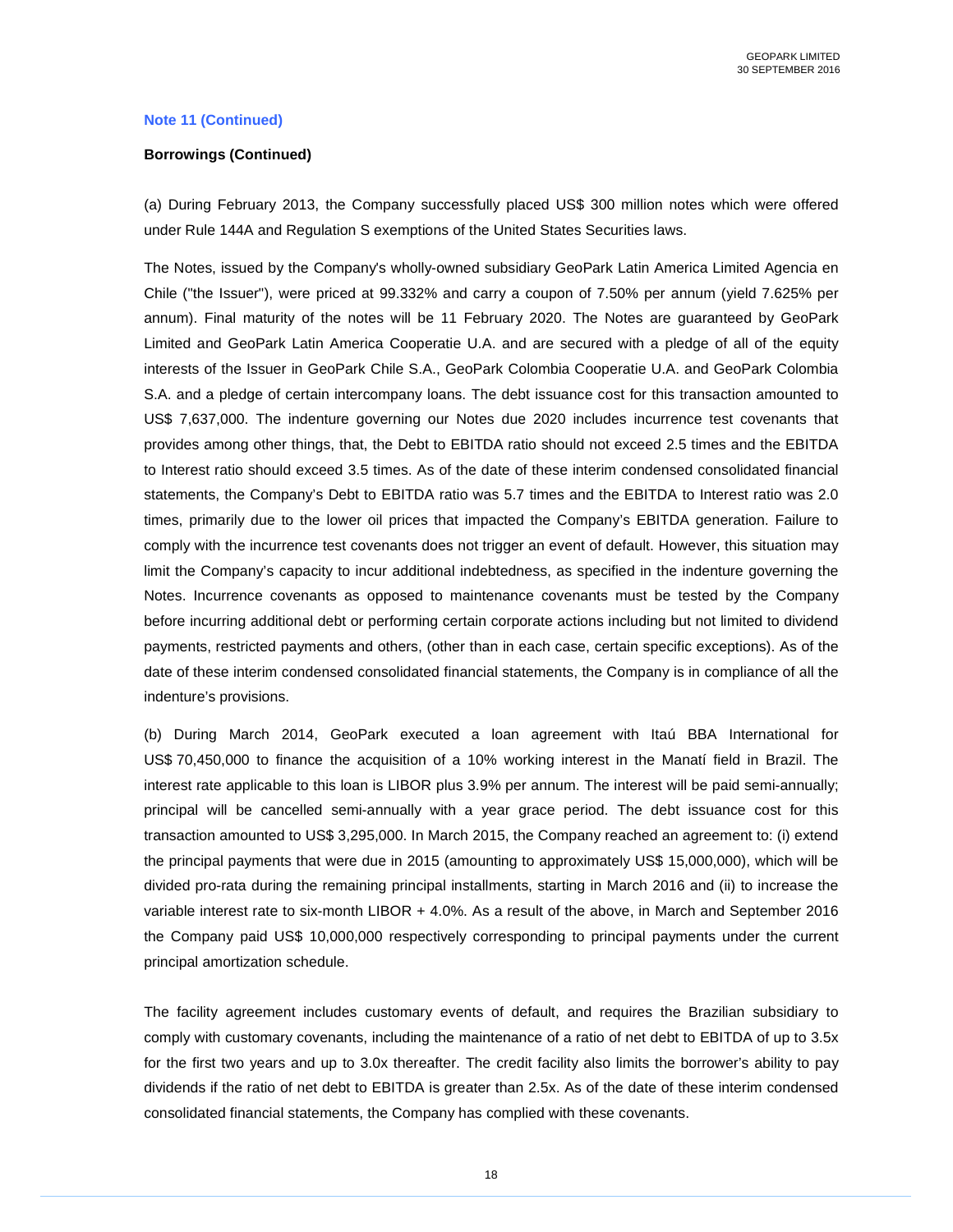**Note 11 (Continued)**

**Borrowings (Continued)**

(a) During February 2013, the Company successfully placed US$ 300 million notes which were offered under Rule 144A and Regulation S exemptions of the United States Securities laws.

The Notes, issued by the Company's wholly-owned subsidiary GeoPark Latin America Limited Agencia en Chile ("the Issuer"), were priced at 99.332% and carry a coupon of 7.50% per annum (yield 7.625% per annum). Final maturity of the notes will be 11 February 2020. The Notes are guaranteed by GeoPark Limited and GeoPark Latin America Cooperatie U.A. and are secured with a pledge of all of the equity interests of the Issuer in GeoPark Chile S.A., GeoPark Colombia Cooperatie U.A. and GeoPark Colombia S.A. and a pledge of certain intercompany loans. The debt issuance cost for this transaction amounted to US$ 7,637,000. The indenture governing our Notes due 2020 includes incurrence test covenants that provides among other things, that, the Debt to EBITDA ratio should not exceed 2.5 times and the EBITDA to Interest ratio should exceed 3.5 times. As of the date of these interim condensed consolidated financial statements, the Company's Debt to EBITDA ratio was 5.7 times and the EBITDA to Interest ratio was 2.0 times, primarily due to the lower oil prices that impacted the Company's EBITDA generation. Failure to comply with the incurrence test covenants does not trigger an event of default. However, this situation may limit the Company's capacity to incur additional indebtedness, as specified in the indenture governing the Notes. Incurrence covenants as opposed to maintenance covenants must be tested by the Company before incurring additional debt or performing certain corporate actions including but not limited to dividend payments, restricted payments and others, (other than in each case, certain specific exceptions). As of the date of these interim condensed consolidated financial statements, the Company is in compliance of all the indenture's provisions.

(b) During March 2014, GeoPark executed a loan agreement with Itaú BBA International for US$ 70,450,000 to finance the acquisition of a 10% working interest in the Manatí field in Brazil. The interest rate applicable to this loan is LIBOR plus 3.9% per annum. The interest will be paid semi-annually; principal will be cancelled semi-annually with a year grace period. The debt issuance cost for this transaction amounted to US$ 3,295,000. In March 2015, the Company reached an agreement to: (i) extend the principal payments that were due in 2015 (amounting to approximately US$ 15,000,000), which will be divided pro-rata during the remaining principal installments, starting in March 2016 and (ii) to increase the variable interest rate to six-month LIBOR + 4.0%. As a result of the above, in March and September 2016 the Company paid US$ 10,000,000 respectively corresponding to principal payments under the current principal amortization schedule.

The facility agreement includes customary events of default, and requires the Brazilian subsidiary to comply with customary covenants, including the maintenance of a ratio of net debt to EBITDA of up to 3.5x for the first two years and up to 3.0x thereafter. The credit facility also limits the borrower's ability to pay dividends if the ratio of net debt to EBITDA is greater than 2.5x. As of the date of these interim condensed consolidated financial statements, the Company has complied with these covenants.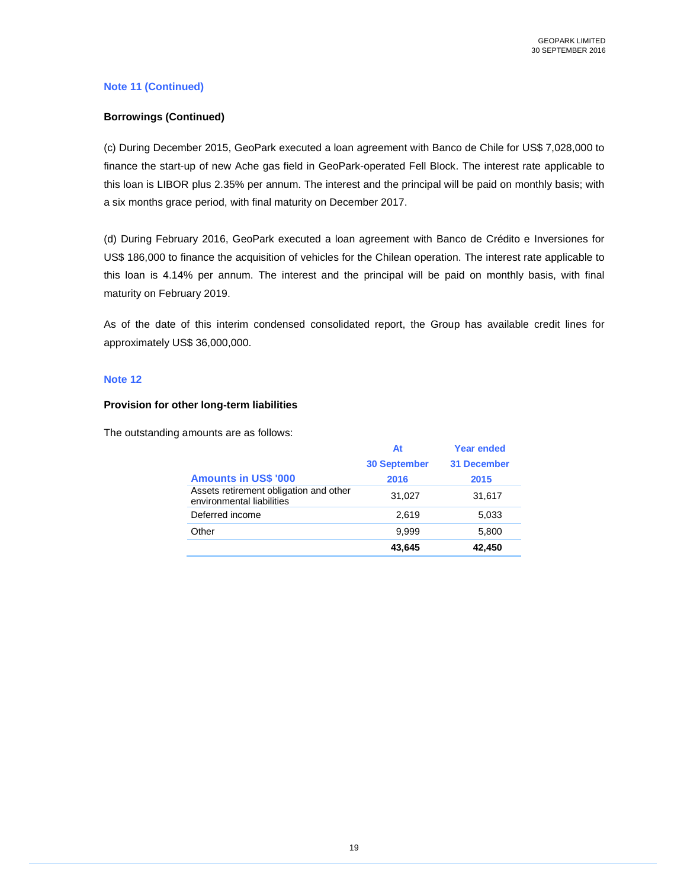### Note 11 (Continued)

**Borrowings (Continued)**

(c) During December 2015, GeoPark executed a loan agreement with Banco de Chile for US$ 7,028,000 to finance the start-up of new Ache gas field in GeoPark-operated Fell Block. The interest rate applicable to this loan is LIBOR plus 2.35% per annum. The interest and the principal will be paid on monthly basis; with a six months grace period, with final maturity on December 2017.

(d) During February 2016, GeoPark executed a loan agreement with Banco de Crédito e Inversiones for US$ 186,000 to finance the acquisition of vehicles for the Chilean operation. The interest rate applicable to this loan is 4.14% per annum. The interest and the principal will be paid on monthly basis, with final maturity on February 2019.

As of the date of this interim condensed consolidated report, the Group has available credit lines for approximately US$ 36,000,000.

### Note 12

**Provision for other long-term liabilities**

The outstanding amounts are as follows:

| Amounts in US$ '000 | At 30 September 2016 | Year ended 31 December 2015 |
|---|---|---|
| Assets retirement obligation and other environmental liabilities | 31,027 | 31,617 |
| Deferred income | 2,619 | 5,033 |
| Other | 9,999 | 5,800 |
| | **43,645** | **42,450** |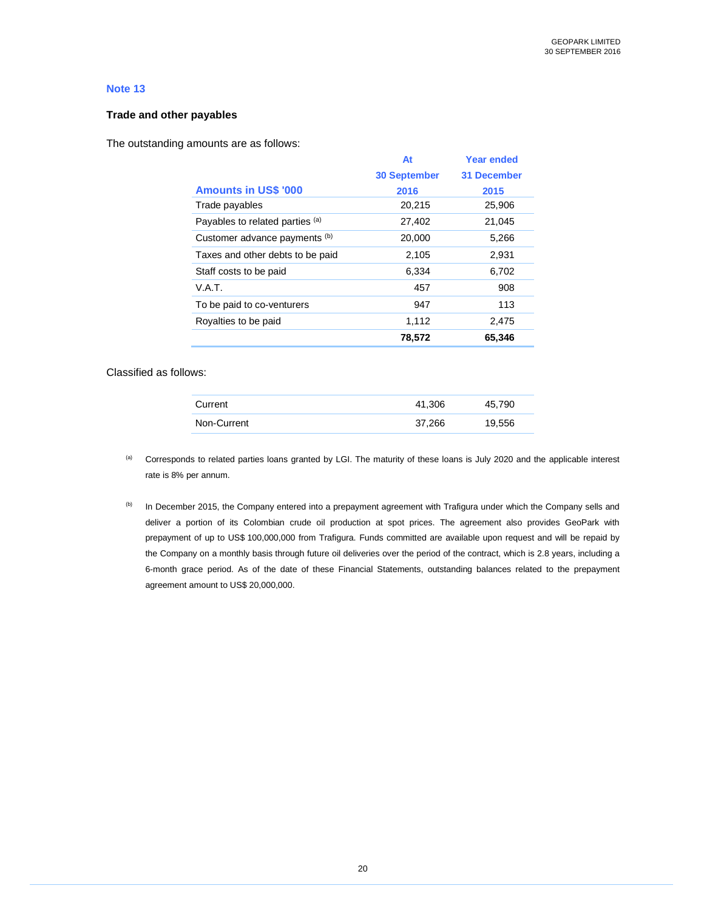## Note 13

### Trade and other payables

The outstanding amounts are as follows:

| Amounts in US$ '000 | At 30 September 2016 | Year ended 31 December 2015 |
|---|---|---|
| Trade payables | 20,215 | 25,906 |
| Payables to related parties [(a)] | 27,402 | 21,045 |
| Customer advance payments [(b)] | 20,000 | 5,266 |
| Taxes and other debts to be paid | 2,105 | 2,931 |
| Staff costs to be paid | 6,334 | 6,702 |
| V.A.T. | 457 | 908 |
| To be paid to co-venturers | 947 | 113 |
| Royalties to be paid | 1,112 | 2,475 |
| | **78,572** | **65,346** |

Classified as follows:

| | | |
|---|---|---|
| Current | 41,306 | 45,790 |
| Non-Current | 37,266 | 19,556 |

[(a)] Corresponds to related parties loans granted by LGI. The maturity of these loans is July 2020 and the applicable interest rate is 8% per annum.

[(b)] In December 2015, the Company entered into a prepayment agreement with Trafigura under which the Company sells and deliver a portion of its Colombian crude oil production at spot prices. The agreement also provides GeoPark with prepayment of up to US$ 100,000,000 from Trafigura. Funds committed are available upon request and will be repaid by the Company on a monthly basis through future oil deliveries over the period of the contract, which is 2.8 years, including a 6-month grace period. As of the date of these Financial Statements, outstanding balances related to the prepayment agreement amount to US$ 20,000,000.